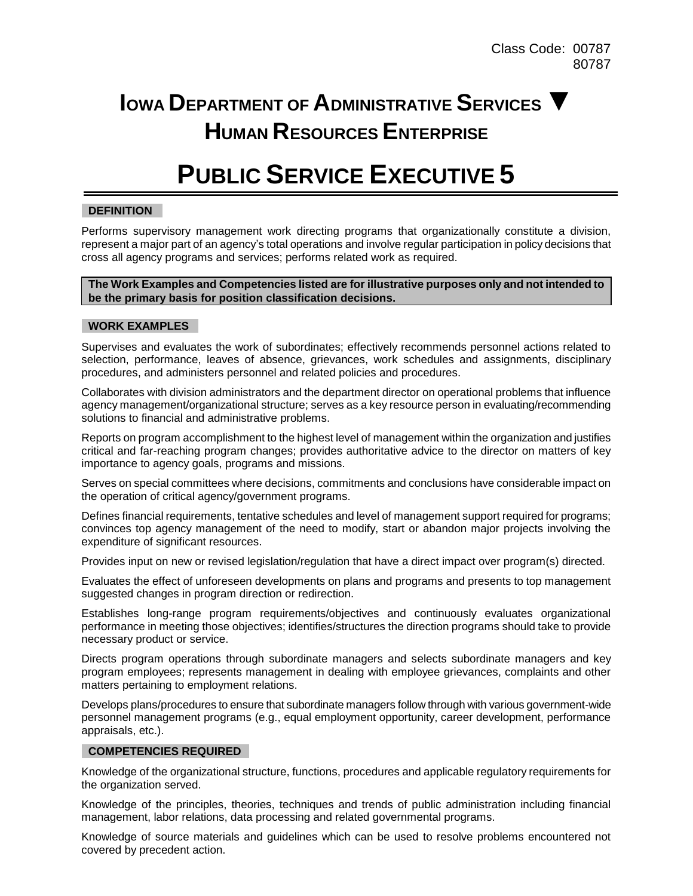Class Code: 00787
80787

# Iowa Department of Administrative Services ▼ Human Resources Enterprise

# Public Service Executive 5

## DEFINITION

Performs supervisory management work directing programs that organizationally constitute a division, represent a major part of an agency's total operations and involve regular participation in policy decisions that cross all agency programs and services; performs related work as required.

**The Work Examples and Competencies listed are for illustrative purposes only and not intended to be the primary basis for position classification decisions.**

## WORK EXAMPLES

Supervises and evaluates the work of subordinates; effectively recommends personnel actions related to selection, performance, leaves of absence, grievances, work schedules and assignments, disciplinary procedures, and administers personnel and related policies and procedures.

Collaborates with division administrators and the department director on operational problems that influence agency management/organizational structure; serves as a key resource person in evaluating/recommending solutions to financial and administrative problems.

Reports on program accomplishment to the highest level of management within the organization and justifies critical and far-reaching program changes; provides authoritative advice to the director on matters of key importance to agency goals, programs and missions.

Serves on special committees where decisions, commitments and conclusions have considerable impact on the operation of critical agency/government programs.

Defines financial requirements, tentative schedules and level of management support required for programs; convinces top agency management of the need to modify, start or abandon major projects involving the expenditure of significant resources.

Provides input on new or revised legislation/regulation that have a direct impact over program(s) directed.

Evaluates the effect of unforeseen developments on plans and programs and presents to top management suggested changes in program direction or redirection.

Establishes long-range program requirements/objectives and continuously evaluates organizational performance in meeting those objectives; identifies/structures the direction programs should take to provide necessary product or service.

Directs program operations through subordinate managers and selects subordinate managers and key program employees; represents management in dealing with employee grievances, complaints and other matters pertaining to employment relations.

Develops plans/procedures to ensure that subordinate managers follow through with various government-wide personnel management programs (e.g., equal employment opportunity, career development, performance appraisals, etc.).

## COMPETENCIES REQUIRED

Knowledge of the organizational structure, functions, procedures and applicable regulatory requirements for the organization served.

Knowledge of the principles, theories, techniques and trends of public administration including financial management, labor relations, data processing and related governmental programs.

Knowledge of source materials and guidelines which can be used to resolve problems encountered not covered by precedent action.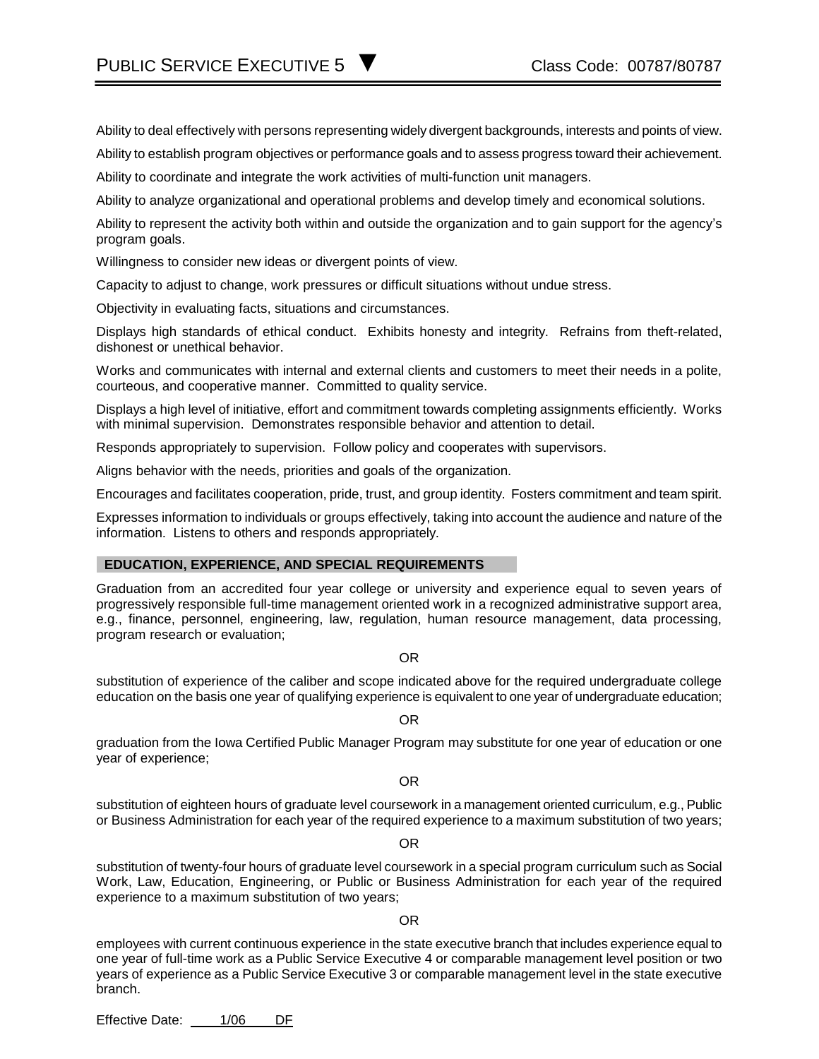Ability to deal effectively with persons representing widely divergent backgrounds, interests and points of view.

Ability to establish program objectives or performance goals and to assess progress toward their achievement.

Ability to coordinate and integrate the work activities of multi-function unit managers.

Ability to analyze organizational and operational problems and develop timely and economical solutions.

Ability to represent the activity both within and outside the organization and to gain support for the agency's program goals.

Willingness to consider new ideas or divergent points of view.

Capacity to adjust to change, work pressures or difficult situations without undue stress.

Objectivity in evaluating facts, situations and circumstances.

Displays high standards of ethical conduct. Exhibits honesty and integrity. Refrains from theft-related, dishonest or unethical behavior.

Works and communicates with internal and external clients and customers to meet their needs in a polite, courteous, and cooperative manner. Committed to quality service.

Displays a high level of initiative, effort and commitment towards completing assignments efficiently. Works with minimal supervision. Demonstrates responsible behavior and attention to detail.

Responds appropriately to supervision. Follow policy and cooperates with supervisors.

Aligns behavior with the needs, priorities and goals of the organization.

Encourages and facilitates cooperation, pride, trust, and group identity. Fosters commitment and team spirit.

Expresses information to individuals or groups effectively, taking into account the audience and nature of the information. Listens to others and responds appropriately.

## EDUCATION, EXPERIENCE, AND SPECIAL REQUIREMENTS

Graduation from an accredited four year college or university and experience equal to seven years of progressively responsible full-time management oriented work in a recognized administrative support area, e.g., finance, personnel, engineering, law, regulation, human resource management, data processing, program research or evaluation;

OR

substitution of experience of the caliber and scope indicated above for the required undergraduate college education on the basis one year of qualifying experience is equivalent to one year of undergraduate education;

OR

graduation from the Iowa Certified Public Manager Program may substitute for one year of education or one year of experience;

OR

substitution of eighteen hours of graduate level coursework in a management oriented curriculum, e.g., Public or Business Administration for each year of the required experience to a maximum substitution of two years;

OR

substitution of twenty-four hours of graduate level coursework in a special program curriculum such as Social Work, Law, Education, Engineering, or Public or Business Administration for each year of the required experience to a maximum substitution of two years;

OR

employees with current continuous experience in the state executive branch that includes experience equal to one year of full-time work as a Public Service Executive 4 or comparable management level position or two years of experience as a Public Service Executive 3 or comparable management level in the state executive branch.

Effective Date: 1/06 DF